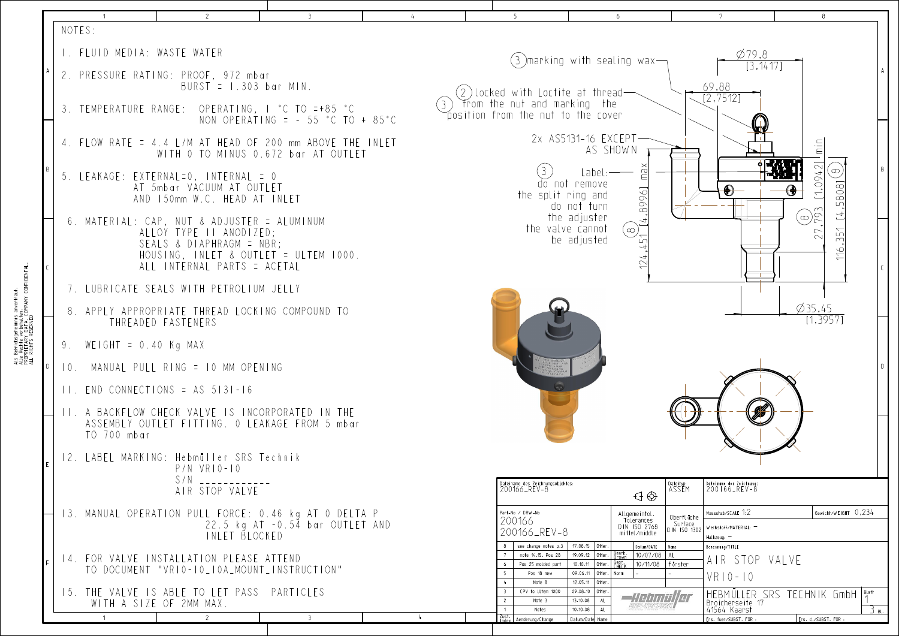NOTES:

1. FLUID MEDIA: WASTE WATER
2. PRESSURE RATING: PROOF, 972 mbar
   BURST = 1.303 bar MIN.
3. TEMPERATURE RANGE: OPERATING, 1 °C TO =+85 °C
   NON OPERATING = - 55 °C TO + 85°C
4. FLOW RATE = 4.4 L/M AT HEAD OF 200 mm ABOVE THE INLET
   WITH 0 TO MINUS 0.672 bar AT OUTLET
5. LEAKAGE: EXTERNAL=0, INTERNAL = 0
   AT 5mbar VACUUM AT OUTLET
   AND 150mm W.C. HEAD AT INLET
6. MATERIAL: CAP, NUT & ADJUSTER = ALUMINUM
   ALLOY TYPE II ANODIZED;
   SEALS & DIAPHRAGM = NBR;
   HOUSING, INLET & OUTLET = ULTEM 1000.
   ALL INTERNAL PARTS = ACETAL
7. LUBRICATE SEALS WITH PETROLIUM JELLY
8. APPLY APPROPRIATE THREAD LOCKING COMPOUND TO
   THREADED FASTENERS
9. WEIGHT = 0.40 Kg MAX
10. MANUAL PULL RING = 10 MM OPENING
11. END CONNECTIONS = AS 5131-16
11. A BACKFLOW CHECK VALVE IS INCORPORATED IN THE
    ASSEMBLY OUTLET FITTING. 0 LEAKAGE FROM 5 mbar
    TO 700 mbar
12. LABEL MARKING: Hebmüller SRS Technik
    P/N VR10-10
    S/N ___________
    AIR STOP VALVE
13. MANUAL OPERATION PULL FORCE: 0.46 kg AT 0 DELTA P
    22.5 kg AT -0.54 bar OUTLET AND
    INLET BLOCKED
14. FOR VALVE INSTALLATION PLEASE ATTEND
    TO DOCUMENT "VR10-10_10A_MOUNT_INSTRUCTION"
15. THE VALVE IS ABLE TO LET PASS PARTICLES
    WITH A SIZE OF 2MM MAX.

(3) marking with sealing wax

(2) locked with Loctite at thread

(3) from the nut and marking the position from the nut to the cover

2x AS5131-16 EXCEPT AS SHOWN

(3) Label: do not remove the split ring and do not turn the adjuster the valve cannot be adjusted

Ø79,8 [3,1417]

69,88 [2,7512]

(8) 124,451 [4,8996] max

(8) 27,793 [1,0942] min

116,351 [4,5808]

Ø35,45 [1,3957]

| | | | |
|---|---|---|---|
| Dateiname des Zeichnungsobjektes: 200166_REV-8 | | Dateityp: ASSEM | Dateiname der Zeichnung: 200166_REV-8 |
| Part-No / DRW-No: 200166 / 200166_REV-8 | Allgemeintol. Tolerances DIN ISO 2768 mittel/middle | Oberfläche Surface DIN ISO 1302 | Massstab/SCALE 1:2 — Gewicht/WEIGHT 0,234 |
| | | | Werkstoff/MATERIAL: – |
| | | | Halbzeug: – |

| Zust. Index | Aenderung/Change | Datum/Date | Name |
|---|---|---|---|
| 8 | see change notes p.3 | 17.08.15 | Otter. |
| 7 | note 14,15, Pos 28 | 19.09.12 | Otter. |
| 6 | Pos 25 molded part | 10.10.11 | Otter. |
| 5 | Pos 18 new | 09.06.11 | Otter. |
| 4 | Note 8 | 12.05.11 | Otter. |
| 3 | CPV to Ultem 1000 | 09.08.10 | Otter. |
| 2 | Note 3 | 13.10.08 | AL |
| 1 | Notes | 10.10.08 | AL |

| | Datum/DATE | Name |
|---|---|---|
| Bearb. Drawn | 10/07/08 | AL |
| Gepr. Check | 10/11/08 | Förster |
| Norm | – | – |

Benennung/TITLE: AIR STOP VALVE
VR10-10

HEBMÜLLER SRS TECHNIK GmbH
Broicherseite 17
41564 Kaarst

Blatt 1 / 3 Bl.

Ers. fuer/SUBST. FOR : Ers. d./SUBST. FOR :

Als Betriebsgeheimnis anvertraut. Alle Rechte vorbehalten. PROPRIETARY DATA, COMPANY CONFIDENTIAL. ALL RIGHTS RESERVED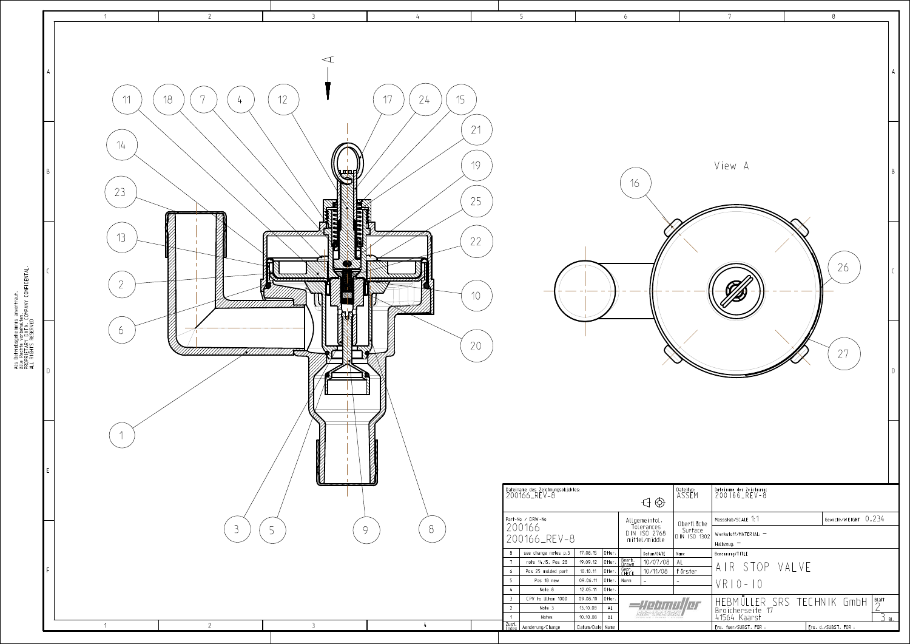Als Betriebsgeheimnis anvertraut.
Alle Rechte vorbehalten.
PROPRIETARY DATA, COMPANY CONFIDENTIAL.
ALL RIGHTS RESERVED

A

11 18 7 4 12 17 24 15

21

14

19

23

25

13

22

2

10

6

20

1

3 5 9 8

View A

16

26

27

| Dateiname des Zeichnungsobjektes: 200166_REV-8 | | Dateityp: ASSEM | Dateiname der Zeichnung: 200166_REV-8 | |
|---|---|---|---|---|
| Part-No / DRW-No 200166 200166_REV-8 | Allgemeintol. Tolerances DIN ISO 2768 mittel/middle | Oberfläche Surface DIN ISO 1302 | Massstab/SCALE 1:1 | Gewicht/WEIGHT 0,234 |
| | | | Werkstoff/MATERIAL: – Halbzeug: – | |

| Zust. Index | Aenderung/Change | Datum/Date | Name |
|---|---|---|---|
| 8 | see change notes p.3 | 17.08.15 | Otter. |
| 7 | note 14,15, Pos 28 | 19.09.12 | Otter. |
| 6 | Pos 25 molded part | 10.10.11 | Otter. |
| 5 | Pos 18 new | 09.06.11 | Otter. |
| 4 | Note 8 | 12.05.11 | Otter. |
| 3 | CPV to Ultem 1000 | 09.08.10 | Otter. |
| 2 | Note 3 | 13.10.08 | AL |
| 1 | Notes | 10.10.08 | AL |

| | Datum/DATE | Name |
|---|---|---|
| Bearb. Drawn | 10/07/08 | AL |
| Gepr. CHECK | 10/11/08 | Förster |
| Norm | – | – |

Benennung/TITLE
AIR STOP VALVE
VR10-10

HEBMÜLLER SRS TECHNIK GmbH
Broicherseite 17
41564 Kaarst

Blatt 2
3 Bl.

Ers. fuer/SUBST. FOR :
Ers. d./SUBST. FOR :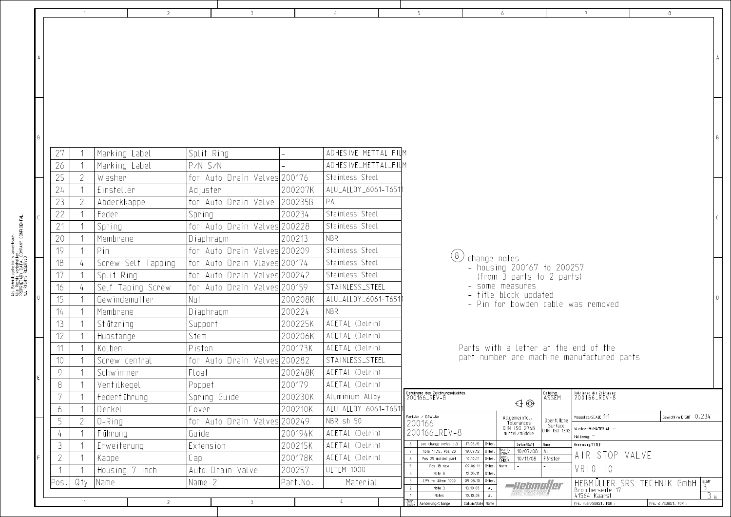| Pos. | Qty | Name | Name 2 | Part.No. | Material |
|---|---|---|---|---|---|
| 27 | 1 | Marking Label | Split Ring | – | ADHESIVE METTAL FILM |
| 26 | 1 | Marking Label | P/N S/N | – | ADHESIVE_METTAL_FILM |
| 25 | 2 | Washer | for Auto Drain Valves | 200176 | Stainless Steel |
| 24 | 1 | Einsteller | Adjuster | 200207K | ALU_ALLOY_6061-T6511 |
| 23 | 2 | Abdeckkappe | for Auto Drain Valve | 200235B | PA |
| 22 | 1 | Feder | Spring | 200234 | Stainless Steel |
| 21 | 1 | Spring | for Auto Drain Valves | 200228 | Stainless Steel |
| 20 | 1 | Membrane | Diaphragm | 200213 | NBR |
| 19 | 1 | Pin | for Auto Drain Valves | 200209 | Stainless Steel |
| 18 | 4 | Screw Self Tapping | for Auto Drain Vlaves | 200174 | Stainless Steel |
| 17 | 1 | Split Ring | for Auto Drain Valves | 200242 | Stainless Steel |
| 16 | 4 | Self Taping Screw | for Auto Drain Valves | 200159 | STAINLESS_STEEL |
| 15 | 1 | Gewindemutter | Nut | 200208K | ALU_ALLOY_6061-T6511 |
| 14 | 1 | Membrane | Diaphragm | 200224 | NBR |
| 13 | 1 | Stützring | Support | 200225K | ACETAL (Delrin) |
| 12 | 1 | Hubstange | Stem | 200206K | ACETAL (Delrin) |
| 11 | 1 | Kolben | Piston | 200173K | ACETAL (Delrin) |
| 10 | 1 | Screw central | for Auto Drain Valves | 200282 | STAINLESS_STEEL |
| 9 | 1 | Schwimmer | Float | 200248K | ACETAL (Delrin) |
| 8 | 1 | Ventilkegel | Poppet | 200179 | ACETAL (Delrin) |
| 7 | 1 | Federführung | Spring Guide | 200230K | Aluminium Alloy |
| 6 | 1 | Deckel | Cover | 200210K | ALU ALLOY 6061-T6511 |
| 5 | 2 | O-Ring | for Auto Drain Valves | 200249 | NBR sh 50 |
| 4 | 1 | Führung | Guide | 200194K | ACETAL (Delrin) |
| 3 | 1 | Erweiterung | Extension | 200215K | ACETAL (Delrin) |
| 2 | 1 | Kappe | Cap | 200178K | ACETAL (Delrin) |
| 1 | 1 | Housing 7 inch | Auto Drain Valve | 200257 | ULTEM 1000 |

(8) change notes
- housing 200167 to 200257 (from 3 parts to 2 parts)
- some measures
- title block updated
- Pin for bowden cable was removed

Parts with a letter at the end of the part number are machine manufactured parts

| Zust. Index | Aenderung/Change | Datum/Date | Name |
|---|---|---|---|
| 8 | see change notes p.3 | 17.08.15 | Otter. |
| 7 | note 14,15. Pos 28 | 19.09.12 | Otter. |
| 6 | Pos 25 molded part | 10.10.11 | Otter. |
| 5 | Pos 18 new | 09.06.11 | Otter. |
| 4 | Note 8 | 12.05.11 | Otter. |
| 3 | CPV to Ultem 1000 | 09.08.10 | Otter. |
| 2 | Note 3 | 13.10.08 | AL |
| 1 | Notes | 10.10.08 | AL |

Dateiname des Zeichnungsobjektes: 200166_REV-8
Dateityp: ASSEM
Dateiname der Zeichnung: 200166_REV-8

Part-No / DRW-No: 200166 / 200166_REV-8
Allgemeintol. Tolerances DIN ISO 2768 mittel/middle
Oberfläche Surface DIN ISO 1302
Massstab/SCALE 1:1
Gewicht/WEIGHT 0,234
Werkstoff/MATERIAL: –
Halbzeug: –

| | Datum/DATE | Name |
|---|---|---|
| Bearb. Drawn | 10/07/08 | AL |
| Gepr. Check | 10/11/08 | Förster |
| Norm | – | – |

Benennung/TITLE: AIR STOP VALVE VR10-10

HEBMÜLLER SRS TECHNIK GmbH
Broicherseite 17
41564 Kaarst

Blatt 3 / 3 Bl.

Ers. fuer/SUBST. FOR :
Ers. d./SUBST. FOR :

Als Betriebsgeheimnis anvertraut. Alle Rechte vorbehalten. PROPRIETARY DATA, COMPANY CONFIDENTIAL. ALL RIGHTS RESERVED